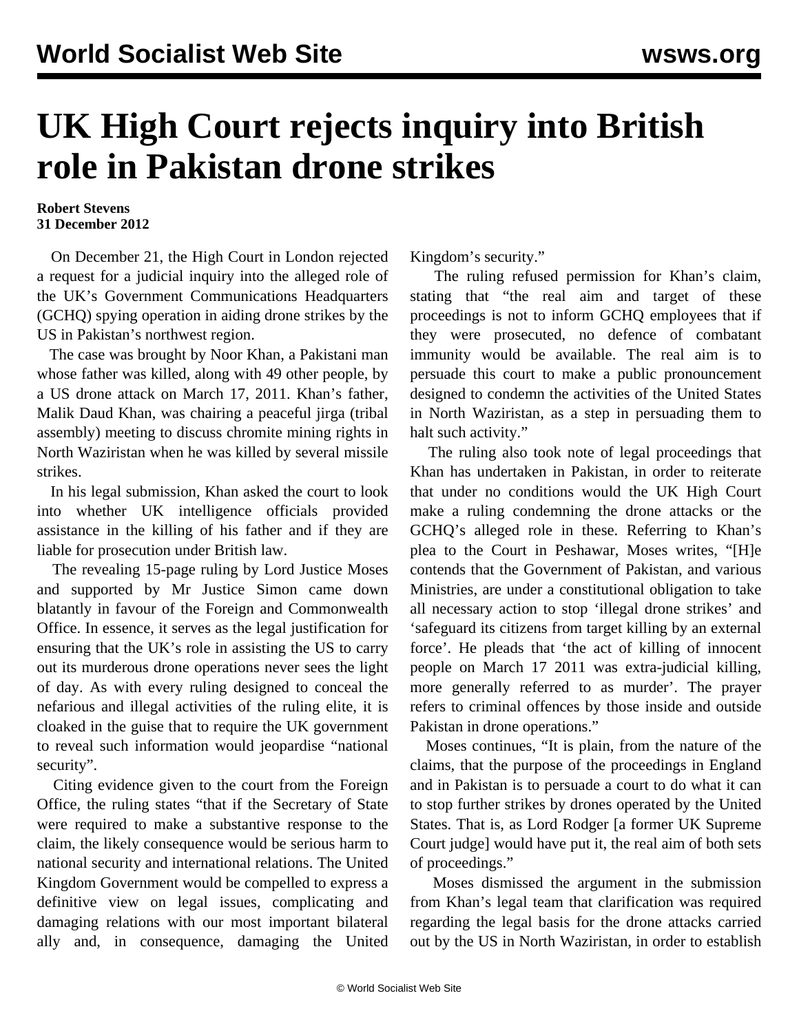# UK High Court rejects inquiry into British role in Pakistan drone strikes

**Robert Stevens**
**31 December 2012**

On December 21, the High Court in London rejected a request for a judicial inquiry into the alleged role of the UK's Government Communications Headquarters (GCHQ) spying operation in aiding drone strikes by the US in Pakistan's northwest region.

The case was brought by Noor Khan, a Pakistani man whose father was killed, along with 49 other people, by a US drone attack on March 17, 2011. Khan's father, Malik Daud Khan, was chairing a peaceful jirga (tribal assembly) meeting to discuss chromite mining rights in North Waziristan when he was killed by several missile strikes.

In his legal submission, Khan asked the court to look into whether UK intelligence officials provided assistance in the killing of his father and if they are liable for prosecution under British law.

The revealing 15-page ruling by Lord Justice Moses and supported by Mr Justice Simon came down blatantly in favour of the Foreign and Commonwealth Office. In essence, it serves as the legal justification for ensuring that the UK's role in assisting the US to carry out its murderous drone operations never sees the light of day. As with every ruling designed to conceal the nefarious and illegal activities of the ruling elite, it is cloaked in the guise that to require the UK government to reveal such information would jeopardise "national security".

Citing evidence given to the court from the Foreign Office, the ruling states "that if the Secretary of State were required to make a substantive response to the claim, the likely consequence would be serious harm to national security and international relations. The United Kingdom Government would be compelled to express a definitive view on legal issues, complicating and damaging relations with our most important bilateral ally and, in consequence, damaging the United Kingdom's security."

The ruling refused permission for Khan's claim, stating that "the real aim and target of these proceedings is not to inform GCHQ employees that if they were prosecuted, no defence of combatant immunity would be available. The real aim is to persuade this court to make a public pronouncement designed to condemn the activities of the United States in North Waziristan, as a step in persuading them to halt such activity."

The ruling also took note of legal proceedings that Khan has undertaken in Pakistan, in order to reiterate that under no conditions would the UK High Court make a ruling condemning the drone attacks or the GCHQ's alleged role in these. Referring to Khan's plea to the Court in Peshawar, Moses writes, "[H]e contends that the Government of Pakistan, and various Ministries, are under a constitutional obligation to take all necessary action to stop 'illegal drone strikes' and 'safeguard its citizens from target killing by an external force'. He pleads that 'the act of killing of innocent people on March 17 2011 was extra-judicial killing, more generally referred to as murder'. The prayer refers to criminal offences by those inside and outside Pakistan in drone operations."

Moses continues, "It is plain, from the nature of the claims, that the purpose of the proceedings in England and in Pakistan is to persuade a court to do what it can to stop further strikes by drones operated by the United States. That is, as Lord Rodger [a former UK Supreme Court judge] would have put it, the real aim of both sets of proceedings."

Moses dismissed the argument in the submission from Khan's legal team that clarification was required regarding the legal basis for the drone attacks carried out by the US in North Waziristan, in order to establish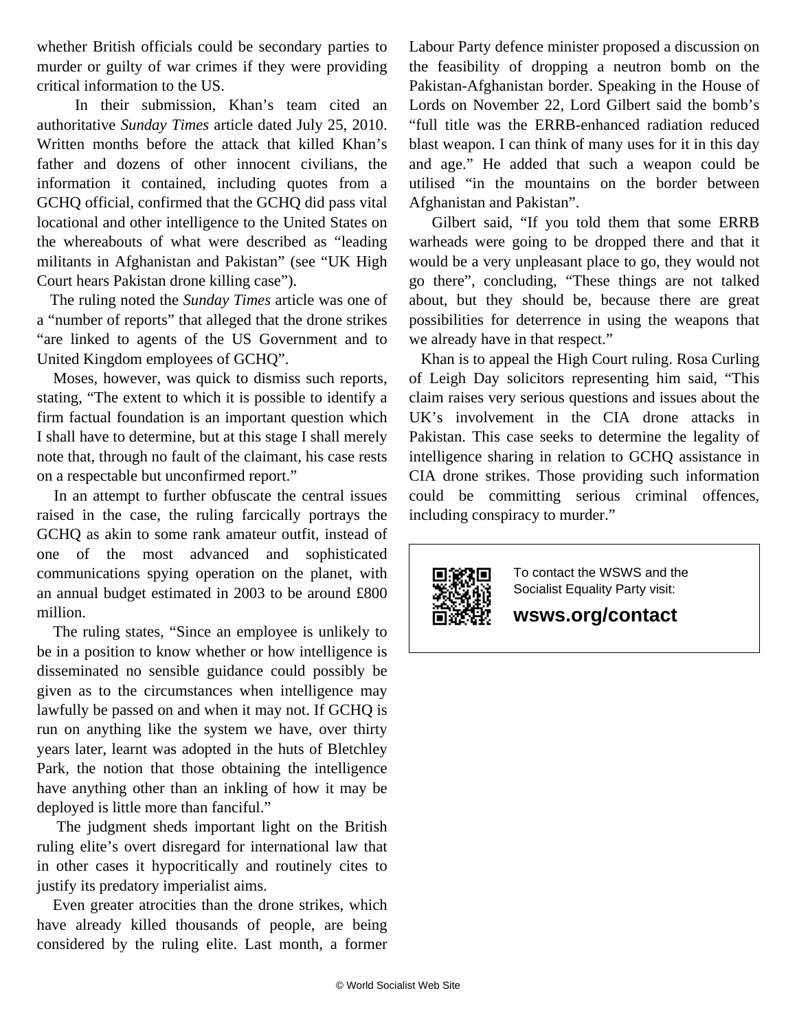whether British officials could be secondary parties to murder or guilty of war crimes if they were providing critical information to the US.

In their submission, Khan's team cited an authoritative *Sunday Times* article dated July 25, 2010. Written months before the attack that killed Khan's father and dozens of other innocent civilians, the information it contained, including quotes from a GCHQ official, confirmed that the GCHQ did pass vital locational and other intelligence to the United States on the whereabouts of what were described as "leading militants in Afghanistan and Pakistan" (see "UK High Court hears Pakistan drone killing case").

The ruling noted the *Sunday Times* article was one of a "number of reports" that alleged that the drone strikes "are linked to agents of the US Government and to United Kingdom employees of GCHQ".

Moses, however, was quick to dismiss such reports, stating, "The extent to which it is possible to identify a firm factual foundation is an important question which I shall have to determine, but at this stage I shall merely note that, through no fault of the claimant, his case rests on a respectable but unconfirmed report."

In an attempt to further obfuscate the central issues raised in the case, the ruling farcically portrays the GCHQ as akin to some rank amateur outfit, instead of one of the most advanced and sophisticated communications spying operation on the planet, with an annual budget estimated in 2003 to be around £800 million.

The ruling states, "Since an employee is unlikely to be in a position to know whether or how intelligence is disseminated no sensible guidance could possibly be given as to the circumstances when intelligence may lawfully be passed on and when it may not. If GCHQ is run on anything like the system we have, over thirty years later, learnt was adopted in the huts of Bletchley Park, the notion that those obtaining the intelligence have anything other than an inkling of how it may be deployed is little more than fanciful."

The judgment sheds important light on the British ruling elite's overt disregard for international law that in other cases it hypocritically and routinely cites to justify its predatory imperialist aims.

Even greater atrocities than the drone strikes, which have already killed thousands of people, are being considered by the ruling elite. Last month, a former Labour Party defence minister proposed a discussion on the feasibility of dropping a neutron bomb on the Pakistan-Afghanistan border. Speaking in the House of Lords on November 22, Lord Gilbert said the bomb's "full title was the ERRB-enhanced radiation reduced blast weapon. I can think of many uses for it in this day and age." He added that such a weapon could be utilised "in the mountains on the border between Afghanistan and Pakistan".

Gilbert said, "If you told them that some ERRB warheads were going to be dropped there and that it would be a very unpleasant place to go, they would not go there", concluding, "These things are not talked about, but they should be, because there are great possibilities for deterrence in using the weapons that we already have in that respect."

Khan is to appeal the High Court ruling. Rosa Curling of Leigh Day solicitors representing him said, "This claim raises very serious questions and issues about the UK's involvement in the CIA drone attacks in Pakistan. This case seeks to determine the legality of intelligence sharing in relation to GCHQ assistance in CIA drone strikes. Those providing such information could be committing serious criminal offences, including conspiracy to murder."

To contact the WSWS and the Socialist Equality Party visit:

**wsws.org/contact**